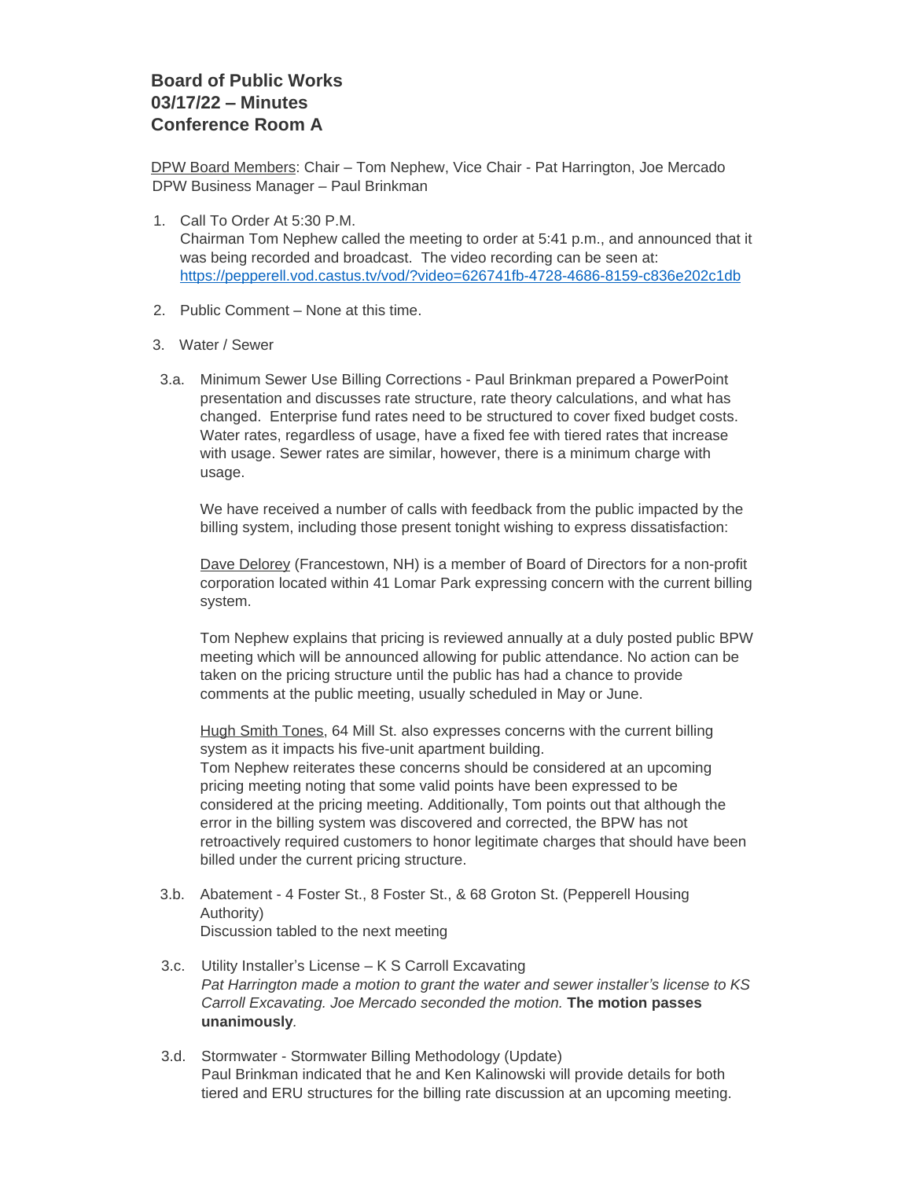# Board of Public Works
# 03/17/22 – Minutes
# Conference Room A

DPW Board Members: Chair – Tom Nephew, Vice Chair - Pat Harrington, Joe Mercado
DPW Business Manager – Paul Brinkman

1. Call To Order At 5:30 P.M.
   Chairman Tom Nephew called the meeting to order at 5:41 p.m., and announced that it was being recorded and broadcast. The video recording can be seen at: https://pepperell.vod.castus.tv/vod/?video=626741fb-4728-4686-8159-c836e202c1db

2. Public Comment – None at this time.

3. Water / Sewer

3.a. Minimum Sewer Use Billing Corrections - Paul Brinkman prepared a PowerPoint presentation and discusses rate structure, rate theory calculations, and what has changed. Enterprise fund rates need to be structured to cover fixed budget costs. Water rates, regardless of usage, have a fixed fee with tiered rates that increase with usage. Sewer rates are similar, however, there is a minimum charge with usage.

We have received a number of calls with feedback from the public impacted by the billing system, including those present tonight wishing to express dissatisfaction:

Dave Delorey (Francestown, NH) is a member of Board of Directors for a non-profit corporation located within 41 Lomar Park expressing concern with the current billing system.

Tom Nephew explains that pricing is reviewed annually at a duly posted public BPW meeting which will be announced allowing for public attendance. No action can be taken on the pricing structure until the public has had a chance to provide comments at the public meeting, usually scheduled in May or June.

Hugh Smith Tones, 64 Mill St. also expresses concerns with the current billing system as it impacts his five-unit apartment building.
Tom Nephew reiterates these concerns should be considered at an upcoming pricing meeting noting that some valid points have been expressed to be considered at the pricing meeting. Additionally, Tom points out that although the error in the billing system was discovered and corrected, the BPW has not retroactively required customers to honor legitimate charges that should have been billed under the current pricing structure.

3.b. Abatement - 4 Foster St., 8 Foster St., & 68 Groton St. (Pepperell Housing Authority)
Discussion tabled to the next meeting

3.c. Utility Installer's License – K S Carroll Excavating
*Pat Harrington made a motion to grant the water and sewer installer's license to KS Carroll Excavating. Joe Mercado seconded the motion.* **The motion passes unanimously**.

3.d. Stormwater - Stormwater Billing Methodology (Update)
Paul Brinkman indicated that he and Ken Kalinowski will provide details for both tiered and ERU structures for the billing rate discussion at an upcoming meeting.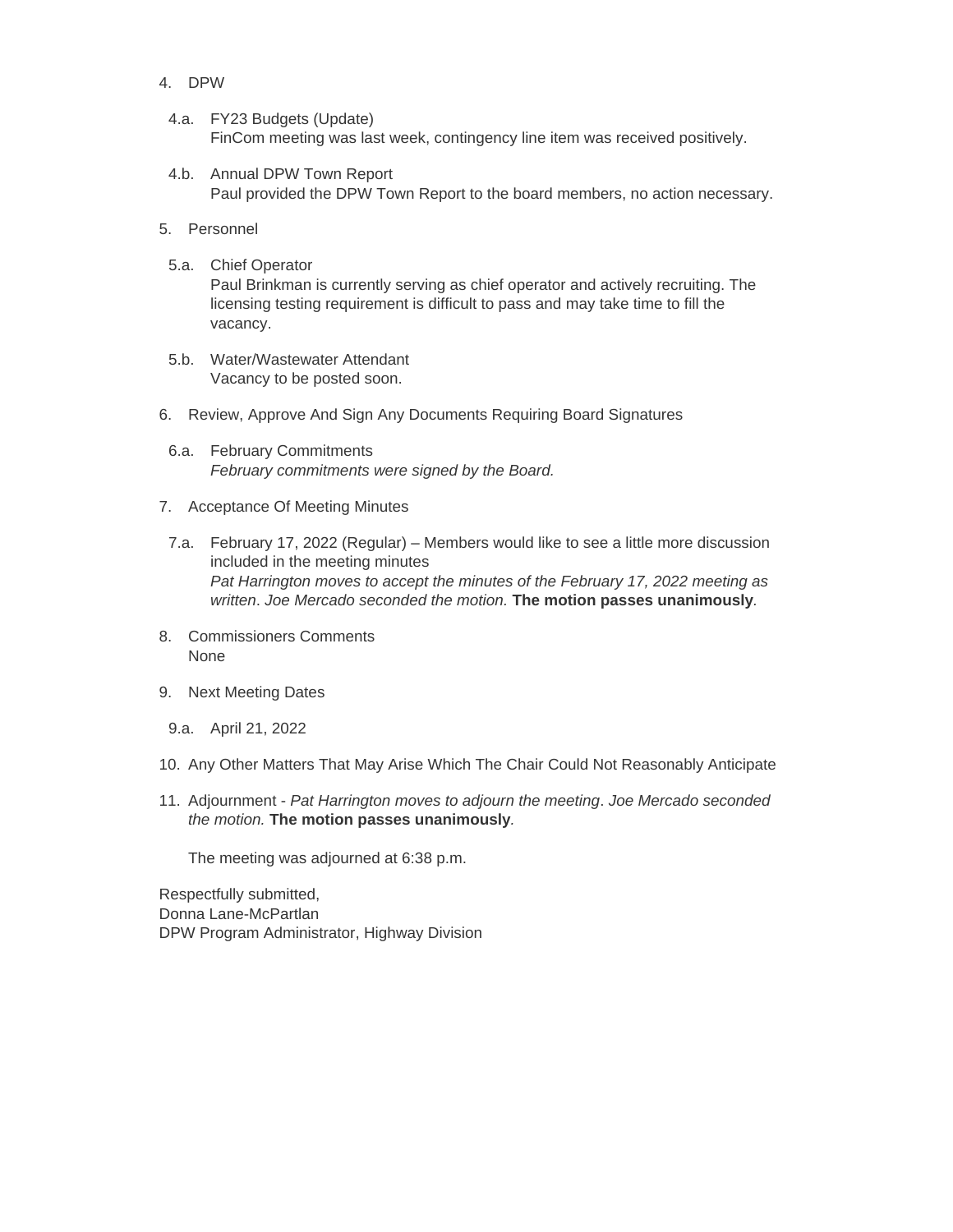4. DPW

 4.a. FY23 Budgets (Update)
 FinCom meeting was last week, contingency line item was received positively.

 4.b. Annual DPW Town Report
 Paul provided the DPW Town Report to the board members, no action necessary.

5. Personnel

 5.a. Chief Operator
 Paul Brinkman is currently serving as chief operator and actively recruiting. The licensing testing requirement is difficult to pass and may take time to fill the vacancy.

 5.b. Water/Wastewater Attendant
 Vacancy to be posted soon.

6. Review, Approve And Sign Any Documents Requiring Board Signatures

 6.a. February Commitments
 *February commitments were signed by the Board.*

7. Acceptance Of Meeting Minutes

 7.a. February 17, 2022 (Regular) – Members would like to see a little more discussion included in the meeting minutes
 *Pat Harrington moves to accept the minutes of the February 17, 2022 meeting as written*. *Joe Mercado seconded the motion.* **The motion passes unanimously**.

8. Commissioners Comments
 None

9. Next Meeting Dates

 9.a. April 21, 2022

10. Any Other Matters That May Arise Which The Chair Could Not Reasonably Anticipate

11. Adjournment - *Pat Harrington moves to adjourn the meeting*. *Joe Mercado seconded the motion.* **The motion passes unanimously**.

 The meeting was adjourned at 6:38 p.m.

Respectfully submitted,
Donna Lane-McPartlan
DPW Program Administrator, Highway Division